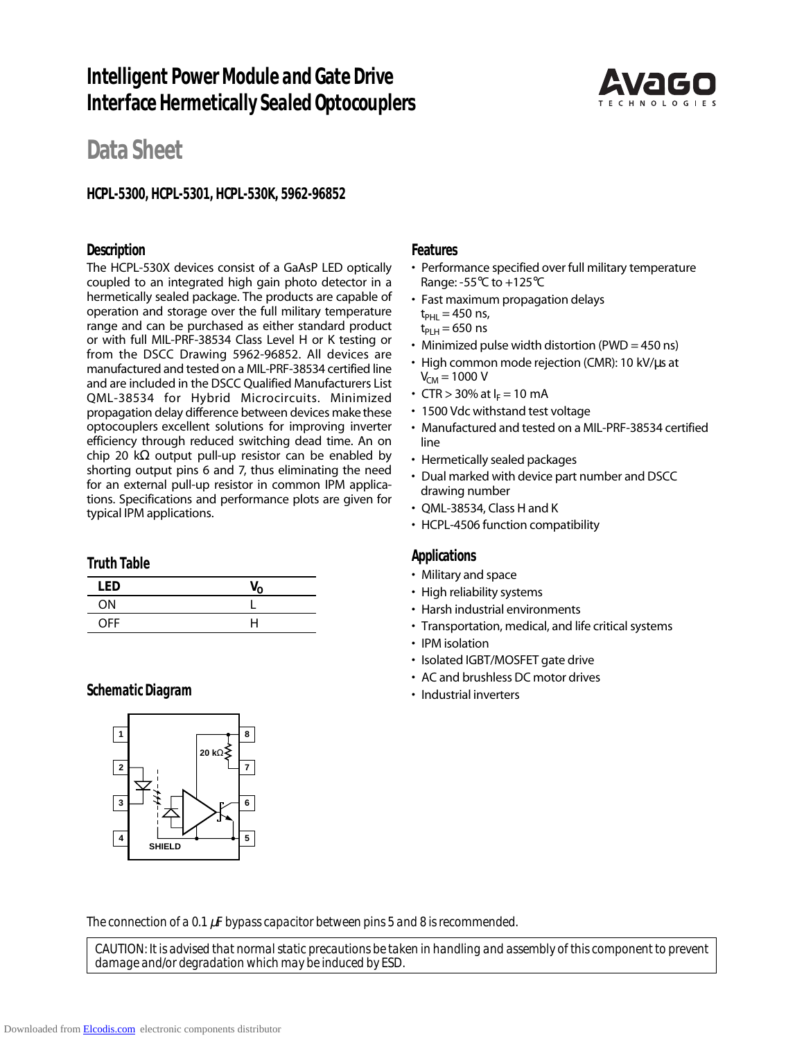# Intelligent Power Module and Gate Drive Interface Hermetically Sealed Optocouplers

## Data Sheet

### HCPL-5300, HCPL-5301, HCPL-530K, 5962-96852

## Description

The HCPL-530X devices consist of a GaAsP LED optically coupled to an integrated high gain photo detector in a hermetically sealed package. The products are capable of operation and storage over the full military temperature range and can be purchased as either standard product or with full MIL-PRF-38534 Class Level H or K testing or from the DSCC Drawing 5962-96852. All devices are manufactured and tested on a MIL-PRF-38534 certified line and are included in the DSCC Qualified Manufacturers List QML-38534 for Hybrid Microcircuits. Minimized propagation delay difference between devices make these optocouplers excellent solutions for improving inverter efficiency through reduced switching dead time. An on chip 20 kΩ output pull-up resistor can be enabled by shorting output pins 6 and 7, thus eliminating the need for an external pull-up resistor in common IPM applications. Specifications and performance plots are given for typical IPM applications.

## Features

- Performance specified over full military temperature Range: -55°C to +125°C
- Fast maximum propagation delays $t_{PHL}$ = 450 ns, $t_{PLH}$ = 650 ns
- Minimized pulse width distortion (PWD = 450 ns)
- High common mode rejection (CMR): 10 kV/µs at $V_{CM}$ = 1000 V
- CTR > 30% at $I_F$ = 10 mA
- 1500 Vdc withstand test voltage
- Manufactured and tested on a MIL-PRF-38534 certified line
- Hermetically sealed packages
- Dual marked with device part number and DSCC drawing number
- QML-38534, Class H and K
- HCPL-4506 function compatibility

## Truth Table

| LED | $V_O$ |
|---|---|
| ON | L |
| OFF | H |

## Applications

- Military and space
- High reliability systems
- Harsh industrial environments
- Transportation, medical, and life critical systems
- IPM isolation
- Isolated IGBT/MOSFET gate drive
- AC and brushless DC motor drives
- Industrial inverters

## Schematic Diagram

1, 2, 3, 4, 5, 6, 7, 8, 20 kΩ, SHIELD

*The connection of a 0.1 µF bypass capacitor between pins 5 and 8 is recommended.*

CAUTION: It is advised that normal static precautions be taken in handling and assembly of this component to prevent damage and/or degradation which may be induced by ESD.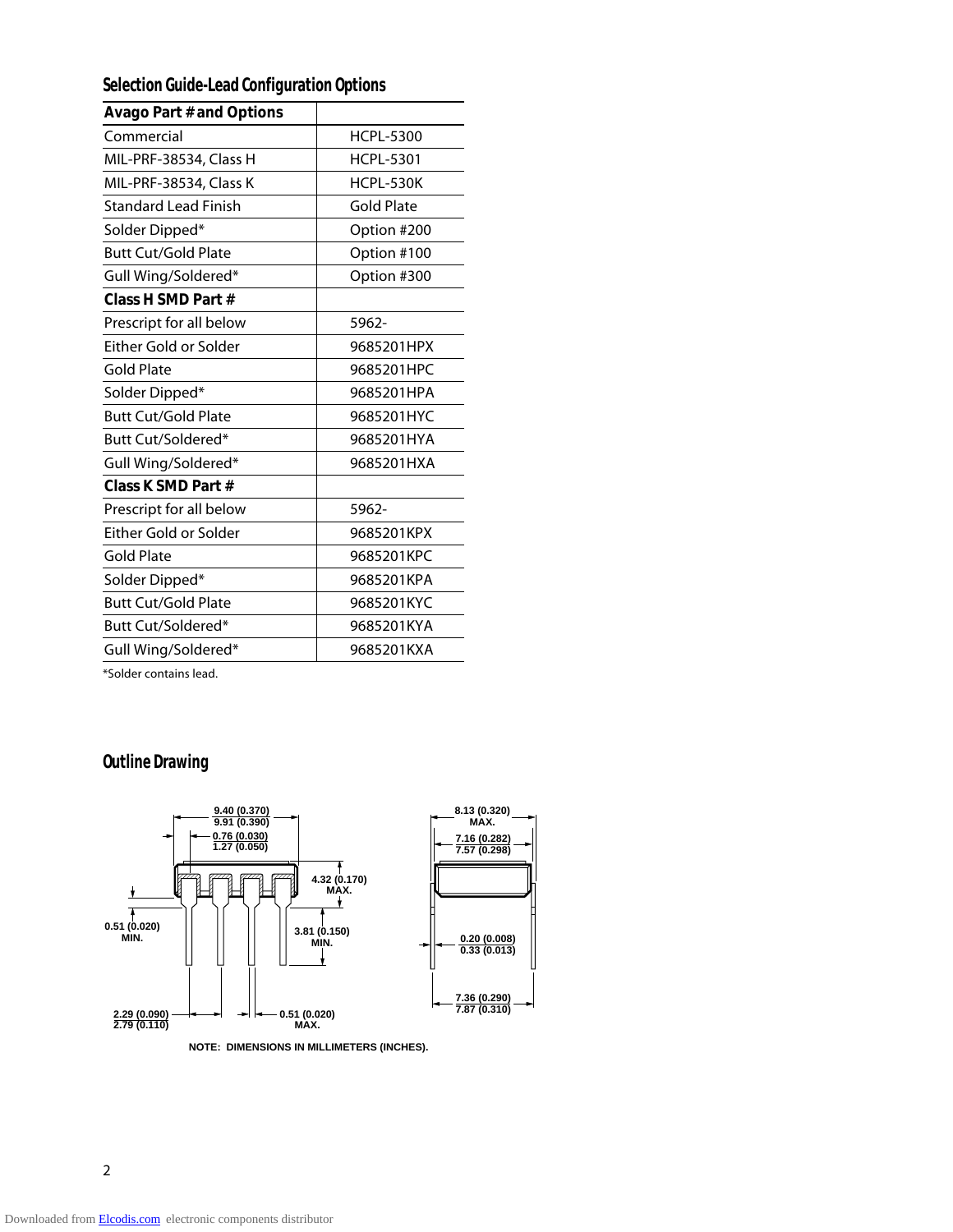## Selection Guide-Lead Configuration Options

| Avago Part # and Options | |
|---|---|
| Commercial | HCPL-5300 |
| MIL-PRF-38534, Class H | HCPL-5301 |
| MIL-PRF-38534, Class K | HCPL-530K |
| Standard Lead Finish | Gold Plate |
| Solder Dipped* | Option #200 |
| Butt Cut/Gold Plate | Option #100 |
| Gull Wing/Soldered* | Option #300 |
| **Class H SMD Part #** | |
| Prescript for all below | 5962- |
| Either Gold or Solder | 9685201HPX |
| Gold Plate | 9685201HPC |
| Solder Dipped* | 9685201HPA |
| Butt Cut/Gold Plate | 9685201HYC |
| Butt Cut/Soldered* | 9685201HYA |
| Gull Wing/Soldered* | 9685201HXA |
| **Class K SMD Part #** | |
| Prescript for all below | 5962- |
| Either Gold or Solder | 9685201KPX |
| Gold Plate | 9685201KPC |
| Solder Dipped* | 9685201KPA |
| Butt Cut/Gold Plate | 9685201KYC |
| Butt Cut/Soldered* | 9685201KYA |
| Gull Wing/Soldered* | 9685201KXA |

*Solder contains lead.

## Outline Drawing

9.40 (0.370)
9.91 (0.390)

0.76 (0.030)
1.27 (0.050)

4.32 (0.170) MAX.

0.51 (0.020) MIN.

3.81 (0.150) MIN.

2.29 (0.090)
2.79 (0.110)

0.51 (0.020) MAX.

8.13 (0.320) MAX.

7.16 (0.282)
7.57 (0.298)

0.20 (0.008)
0.33 (0.013)

7.36 (0.290)
7.87 (0.310)

NOTE: DIMENSIONS IN MILLIMETERS (INCHES).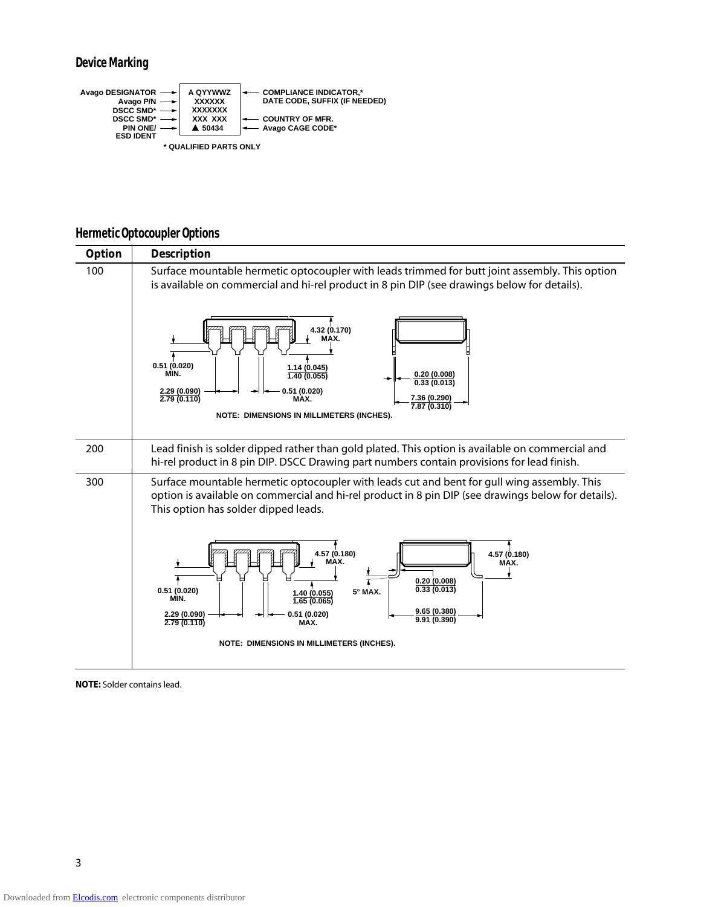## Device Marking

| | | |
|---|---|---|
| Avago DESIGNATOR → | A QYYWWZ | ← COMPLIANCE INDICATOR,* DATE CODE, SUFFIX (IF NEEDED) |
| Avago P/N → | XXXXXX | |
| DSCC SMD* → | XXXXXXX | |
| DSCC SMD* → | XXX XXX | ← COUNTRY OF MFR. |
| PIN ONE/ ESD IDENT → | ▲ 50434 | ← Avago CAGE CODE* |

\* QUALIFIED PARTS ONLY

## Hermetic Optocoupler Options

| Option | Description |
|---|---|
| 100 | Surface mountable hermetic optocoupler with leads trimmed for butt joint assembly. This option is available on commercial and hi-rel product in 8 pin DIP (see drawings below for details). |
| 200 | Lead finish is solder dipped rather than gold plated. This option is available on commercial and hi-rel product in 8 pin DIP. DSCC Drawing part numbers contain provisions for lead finish. |
| 300 | Surface mountable hermetic optocoupler with leads cut and bent for gull wing assembly. This option is available on commercial and hi-rel product in 8 pin DIP (see drawings below for details). This option has solder dipped leads. |

Option 100 drawing dimensions: 4.32 (0.170) MAX.; 0.51 (0.020) MIN.; 1.14 (0.045) / 1.40 (0.055); 0.20 (0.008) / 0.33 (0.013); 2.29 (0.090) / 2.79 (0.110); 0.51 (0.020) MAX.; 7.36 (0.290) / 7.87 (0.310)

NOTE: DIMENSIONS IN MILLIMETERS (INCHES).

Option 300 drawing dimensions: 4.57 (0.180) MAX.; 4.57 (0.180) MAX.; 0.20 (0.008) / 0.33 (0.013); 0.51 (0.020) MIN.; 1.40 (0.055) / 1.65 (0.065); 5° MAX.; 9.65 (0.380) / 9.91 (0.390); 2.29 (0.090) / 2.79 (0.110); 0.51 (0.020) MAX.

NOTE: DIMENSIONS IN MILLIMETERS (INCHES).

**NOTE:** Solder contains lead.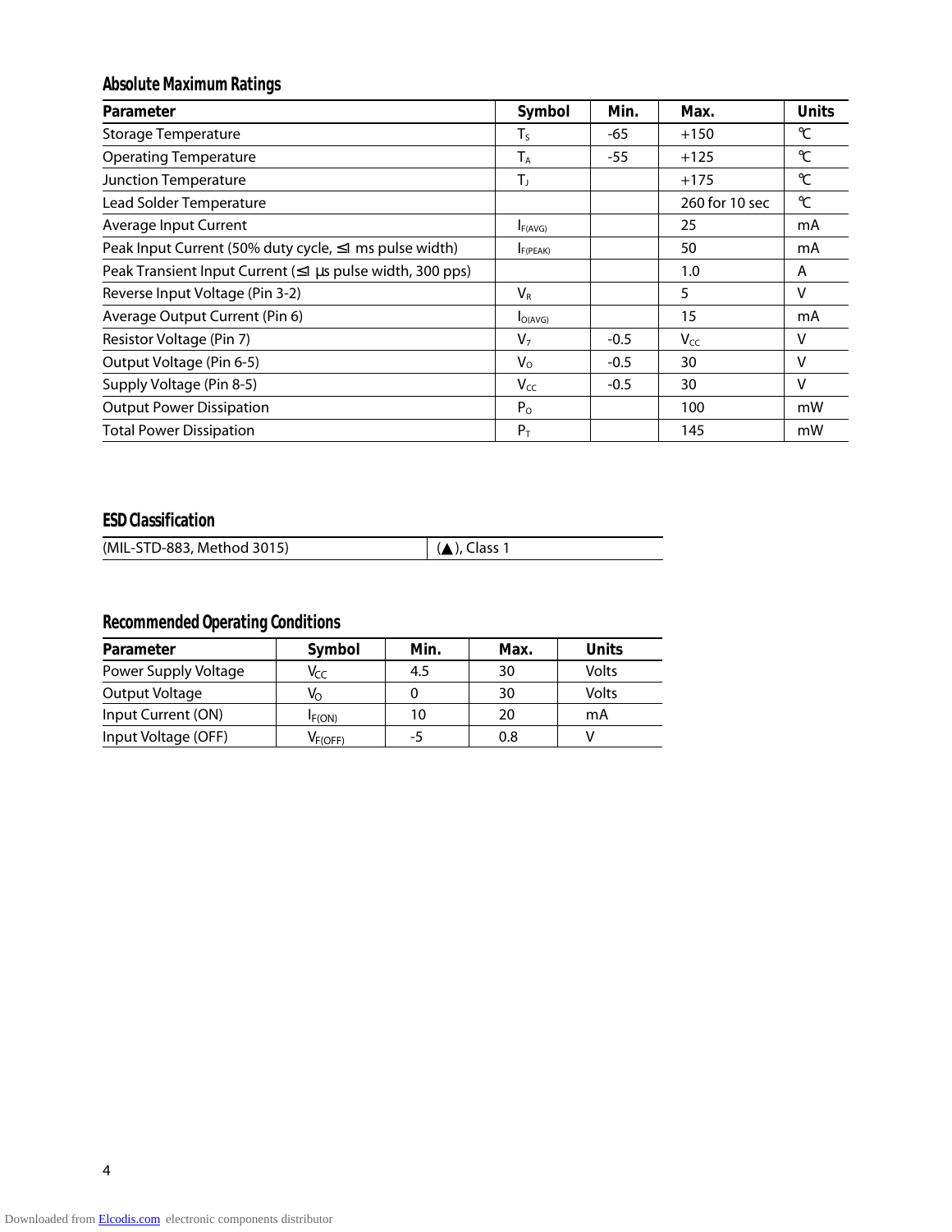## Absolute Maximum Ratings

| Parameter | Symbol | Min. | Max. | Units |
|---|---|---|---|---|
| Storage Temperature | $T_S$ | -65 | +150 | °C |
| Operating Temperature | $T_A$ | -55 | +125 | °C |
| Junction Temperature | $T_J$ | | +175 | °C |
| Lead Solder Temperature | | | 260 for 10 sec | °C |
| Average Input Current | $I_{F(AVG)}$ | | 25 | mA |
| Peak Input Current (50% duty cycle, ≤1 ms pulse width) | $I_{F(PEAK)}$ | | 50 | mA |
| Peak Transient Input Current (≤1 µs pulse width, 300 pps) | | | 1.0 | A |
| Reverse Input Voltage (Pin 3-2) | $V_R$ | | 5 | V |
| Average Output Current (Pin 6) | $I_{O(AVG)}$ | | 15 | mA |
| Resistor Voltage (Pin 7) | $V_7$ | -0.5 | $V_{CC}$ | V |
| Output Voltage (Pin 6-5) | $V_O$ | -0.5 | 30 | V |
| Supply Voltage (Pin 8-5) | $V_{CC}$ | -0.5 | 30 | V |
| Output Power Dissipation | $P_O$ | | 100 | mW |
| Total Power Dissipation | $P_T$ | | 145 | mW |

## ESD Classification

| | |
|---|---|
| (MIL-STD-883, Method 3015) | (▲), Class 1 |

## Recommended Operating Conditions

| Parameter | Symbol | Min. | Max. | Units |
|---|---|---|---|---|
| Power Supply Voltage | $V_{CC}$ | 4.5 | 30 | Volts |
| Output Voltage | $V_O$ | 0 | 30 | Volts |
| Input Current (ON) | $I_{F(ON)}$ | 10 | 20 | mA |
| Input Voltage (OFF) | $V_{F(OFF)}$ | -5 | 0.8 | V |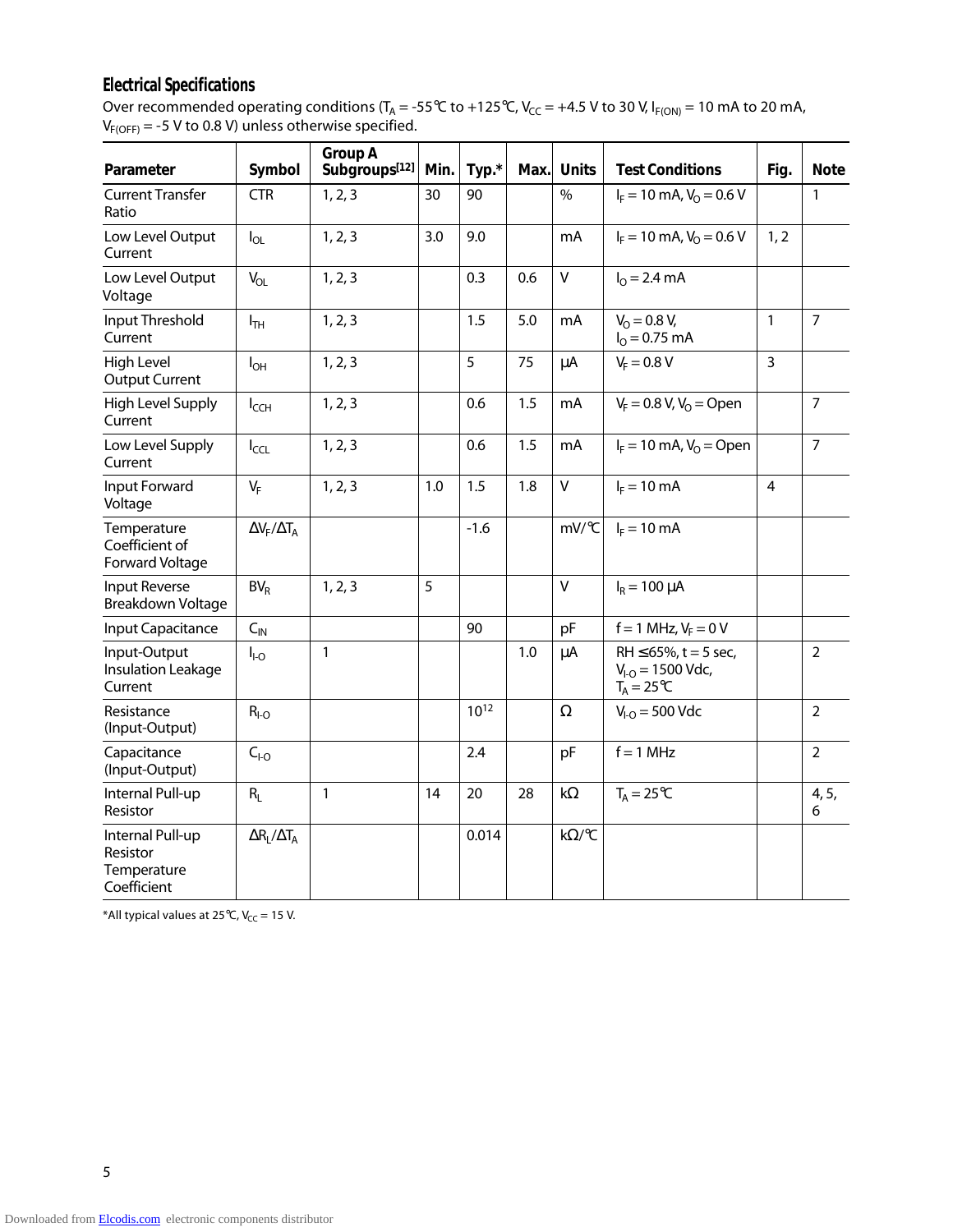## Electrical Specifications

Over recommended operating conditions ($T_A$ = -55°C to +125°C, $V_{CC}$ = +4.5 V to 30 V, $I_{F(ON)}$ = 10 mA to 20 mA, $V_{F(OFF)}$ = -5 V to 0.8 V) unless otherwise specified.

| Parameter | Symbol | Group A Subgroups[12] | Min. | Typ.* | Max. | Units | Test Conditions | Fig. | Note |
|---|---|---|---|---|---|---|---|---|---|
| Current Transfer Ratio | CTR | 1, 2, 3 | 30 | 90 | | % | $I_F$ = 10 mA, $V_O$ = 0.6 V | | 1 |
| Low Level Output Current | $I_{OL}$ | 1, 2, 3 | 3.0 | 9.0 | | mA | $I_F$ = 10 mA, $V_O$ = 0.6 V | 1, 2 | |
| Low Level Output Voltage | $V_{OL}$ | 1, 2, 3 | | 0.3 | 0.6 | V | $I_O$ = 2.4 mA | | |
| Input Threshold Current | $I_{TH}$ | 1, 2, 3 | | 1.5 | 5.0 | mA | $V_O$ = 0.8 V, $I_O$ = 0.75 mA | 1 | 7 |
| High Level Output Current | $I_{OH}$ | 1, 2, 3 | | 5 | 75 | μA | $V_F$ = 0.8 V | 3 | |
| High Level Supply Current | $I_{CCH}$ | 1, 2, 3 | | 0.6 | 1.5 | mA | $V_F$ = 0.8 V, $V_O$ = Open | | 7 |
| Low Level Supply Current | $I_{CCL}$ | 1, 2, 3 | | 0.6 | 1.5 | mA | $I_F$ = 10 mA, $V_O$ = Open | | 7 |
| Input Forward Voltage | $V_F$ | 1, 2, 3 | 1.0 | 1.5 | 1.8 | V | $I_F$ = 10 mA | 4 | |
| Temperature Coefficient of Forward Voltage | $\Delta V_F/\Delta T_A$ | | | -1.6 | | mV/°C | $I_F$ = 10 mA | | |
| Input Reverse Breakdown Voltage | $BV_R$ | 1, 2, 3 | 5 | | | V | $I_R$ = 100 μA | | |
| Input Capacitance | $C_{IN}$ | | | 90 | | pF | f = 1 MHz, $V_F$ = 0 V | | |
| Input-Output Insulation Leakage Current | $I_{I-O}$ | 1 | | | 1.0 | μA | RH ≤65%, t = 5 sec, $V_{I-O}$ = 1500 Vdc, $T_A$ = 25°C | | 2 |
| Resistance (Input-Output) | $R_{I-O}$ | | | $10^{12}$ | | Ω | $V_{I-O}$ = 500 Vdc | | 2 |
| Capacitance (Input-Output) | $C_{I-O}$ | | | 2.4 | | pF | f = 1 MHz | | 2 |
| Internal Pull-up Resistor | $R_L$ | 1 | 14 | 20 | 28 | kΩ | $T_A$ = 25°C | | 4, 5, 6 |
| Internal Pull-up Resistor Temperature Coefficient | $\Delta R_L/\Delta T_A$ | | | 0.014 | | kΩ/°C | | | |

*All typical values at 25°C, $V_{CC}$ = 15 V.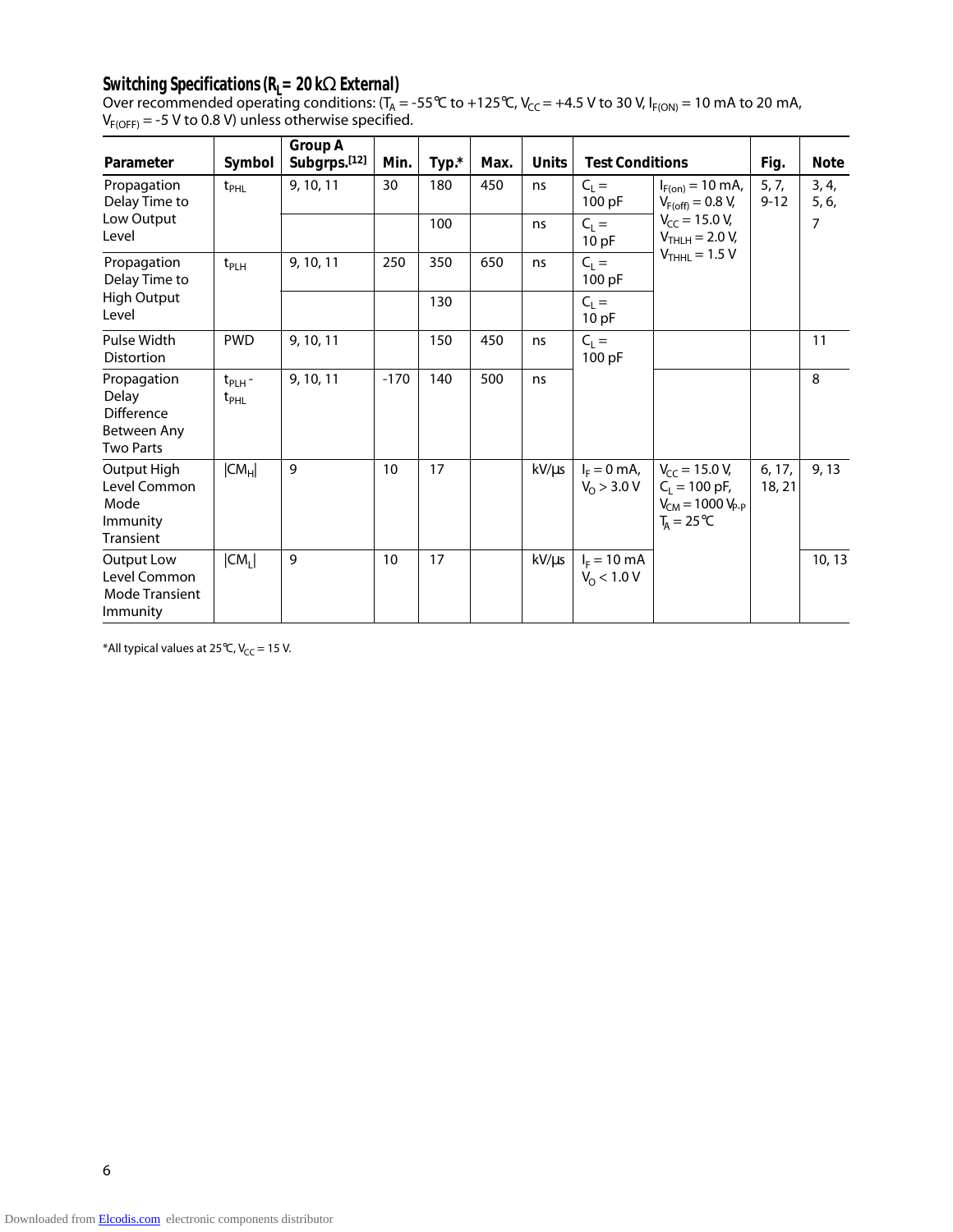### Switching Specifications ($R_L$ = 20 kΩ External)

Over recommended operating conditions: ($T_A$ = -55°C to +125°C, $V_{CC}$ = +4.5 V to 30 V, $I_{F(ON)}$ = 10 mA to 20 mA, $V_{F(OFF)}$ = -5 V to 0.8 V) unless otherwise specified.

| Parameter | Symbol | Group A Subgrps.[12] | Min. | Typ.* | Max. | Units | Test Conditions | | Fig. | Note |
|---|---|---|---|---|---|---|---|---|---|---|
| Propagation Delay Time to Low Output Level | $t_{PHL}$ | 9, 10, 11 | 30 | 180 | 450 | ns | $C_L$ = 100 pF | $I_{F(on)}$ = 10 mA, $V_{F(off)}$ = 0.8 V, $V_{CC}$ = 15.0 V, $V_{THLH}$ = 2.0 V, $V_{THHL}$ = 1.5 V | 5, 7, 9-12 | 3, 4, 5, 6, 7 |
| | | | | 100 | | ns | $C_L$ = 10 pF | | | |
| Propagation Delay Time to High Output Level | $t_{PLH}$ | 9, 10, 11 | 250 | 350 | 650 | ns | $C_L$ = 100 pF | | | |
| | | | | 130 | | | $C_L$ = 10 pF | | | |
| Pulse Width Distortion | PWD | 9, 10, 11 | | 150 | 450 | ns | $C_L$ = 100 pF | | | 11 |
| Propagation Delay Difference Between Any Two Parts | $t_{PLH}$ - $t_{PHL}$ | 9, 10, 11 | -170 | 140 | 500 | ns | | | | 8 |
| Output High Level Common Mode Immunity Transient | $\lvert CM_H \rvert$ | 9 | 10 | 17 | | kV/μs | $I_F$ = 0 mA, $V_O$ > 3.0 V | $V_{CC}$ = 15.0 V, $C_L$ = 100 pF, $V_{CM}$ = 1000 $V_{P-P}$ $T_A$ = 25°C | 6, 17, 18, 21 | 9, 13 |
| Output Low Level Common Mode Transient Immunity | $\lvert CM_L \rvert$ | 9 | 10 | 17 | | kV/μs | $I_F$ = 10 mA $V_O$ < 1.0 V | | | 10, 13 |

*All typical values at 25°C, $V_{CC}$ = 15 V.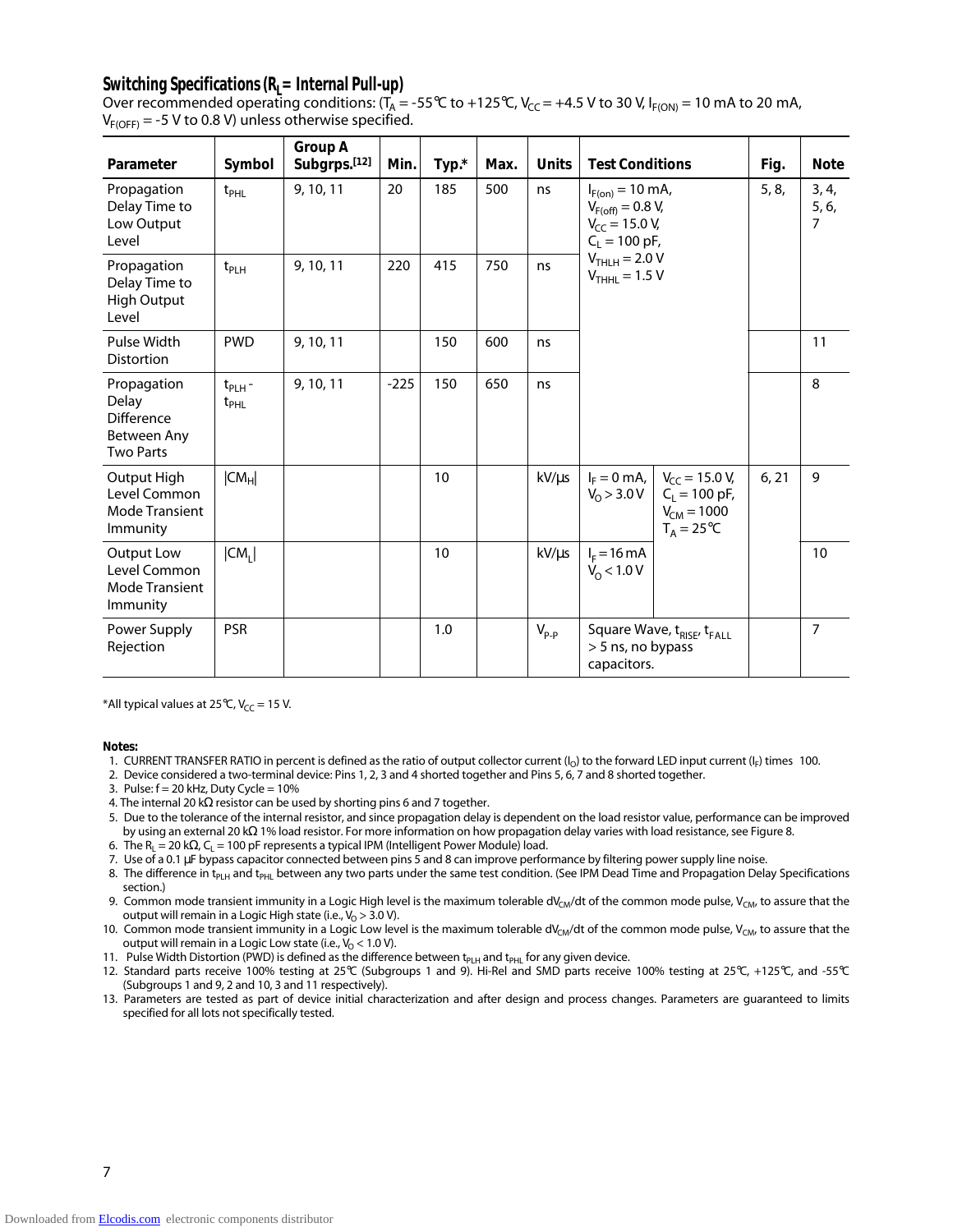### Switching Specifications ($R_L$ = Internal Pull-up)

Over recommended operating conditions: ($T_A$ = -55°C to +125°C, $V_{CC}$ = +4.5 V to 30 V, $I_{F(ON)}$ = 10 mA to 20 mA, $V_{F(OFF)}$ = -5 V to 0.8 V) unless otherwise specified.

| Parameter | Symbol | Group A Subgrps.[12] | Min. | Typ.* | Max. | Units | Test Conditions | | Fig. | Note |
|---|---|---|---|---|---|---|---|---|---|---|
| Propagation Delay Time to Low Output Level | $t_{PHL}$ | 9, 10, 11 | 20 | 185 | 500 | ns | $I_{F(on)}$ = 10 mA, $V_{F(off)}$ = 0.8 V, $V_{CC}$ = 15.0 V, $C_L$ = 100 pF, $V_{THLH}$ = 2.0 V $V_{THHL}$ = 1.5 V | | 5, 8, | 3, 4, 5, 6, 7 |
| Propagation Delay Time to High Output Level | $t_{PLH}$ | 9, 10, 11 | 220 | 415 | 750 | ns | | | | |
| Pulse Width Distortion | PWD | 9, 10, 11 | | 150 | 600 | ns | | | | 11 |
| Propagation Delay Difference Between Any Two Parts | $t_{PLH}$ - $t_{PHL}$ | 9, 10, 11 | -225 | 150 | 650 | ns | | | | 8 |
| Output High Level Common Mode Transient Immunity | $\|CM_H\|$ | | | 10 | | kV/µs | $I_F$ = 0 mA, $V_O$ > 3.0 V | $V_{CC}$ = 15.0 V, $C_L$ = 100 pF, $V_{CM}$ = 1000 $T_A$ = 25°C | 6, 21 | 9 |
| Output Low Level Common Mode Transient Immunity | $\|CM_L\|$ | | | 10 | | kV/µs | $I_F$ = 16 mA $V_O$ < 1.0 V | | | 10 |
| Power Supply Rejection | PSR | | | 1.0 | | $V_{P-P}$ | Square Wave, $t_{RISE}$, $t_{FALL}$ > 5 ns, no bypass capacitors. | | | 7 |

*All typical values at 25°C, $V_{CC}$ = 15 V.

**Notes:**

1. CURRENT TRANSFER RATIO in percent is defined as the ratio of output collector current ($I_O$) to the forward LED input current ($I_F$) times 100.
2. Device considered a two-terminal device: Pins 1, 2, 3 and 4 shorted together and Pins 5, 6, 7 and 8 shorted together.
3. Pulse: f = 20 kHz, Duty Cycle = 10%
4. The internal 20 kΩ resistor can be used by shorting pins 6 and 7 together.
5. Due to the tolerance of the internal resistor, and since propagation delay is dependent on the load resistor value, performance can be improved by using an external 20 kΩ 1% load resistor. For more information on how propagation delay varies with load resistance, see Figure 8.
6. The $R_L$ = 20 kΩ, $C_L$ = 100 pF represents a typical IPM (Intelligent Power Module) load.
7. Use of a 0.1 µF bypass capacitor connected between pins 5 and 8 can improve performance by filtering power supply line noise.
8. The difference in $t_{PLH}$ and $t_{PHL}$ between any two parts under the same test condition. (See IPM Dead Time and Propagation Delay Specifications section.)
9. Common mode transient immunity in a Logic High level is the maximum tolerable $dV_{CM}/dt$ of the common mode pulse, $V_{CM}$, to assure that the output will remain in a Logic High state (i.e., $V_O$ > 3.0 V).
10. Common mode transient immunity in a Logic Low level is the maximum tolerable $dV_{CM}/dt$ of the common mode pulse, $V_{CM}$, to assure that the output will remain in a Logic Low state (i.e., $V_O$ < 1.0 V).
11. Pulse Width Distortion (PWD) is defined as the difference between $t_{PLH}$ and $t_{PHL}$ for any given device.
12. Standard parts receive 100% testing at 25°C (Subgroups 1 and 9). Hi-Rel and SMD parts receive 100% testing at 25°C, +125°C, and -55°C (Subgroups 1 and 9, 2 and 10, 3 and 11 respectively).
13. Parameters are tested as part of device initial characterization and after design and process changes. Parameters are guaranteed to limits specified for all lots not specifically tested.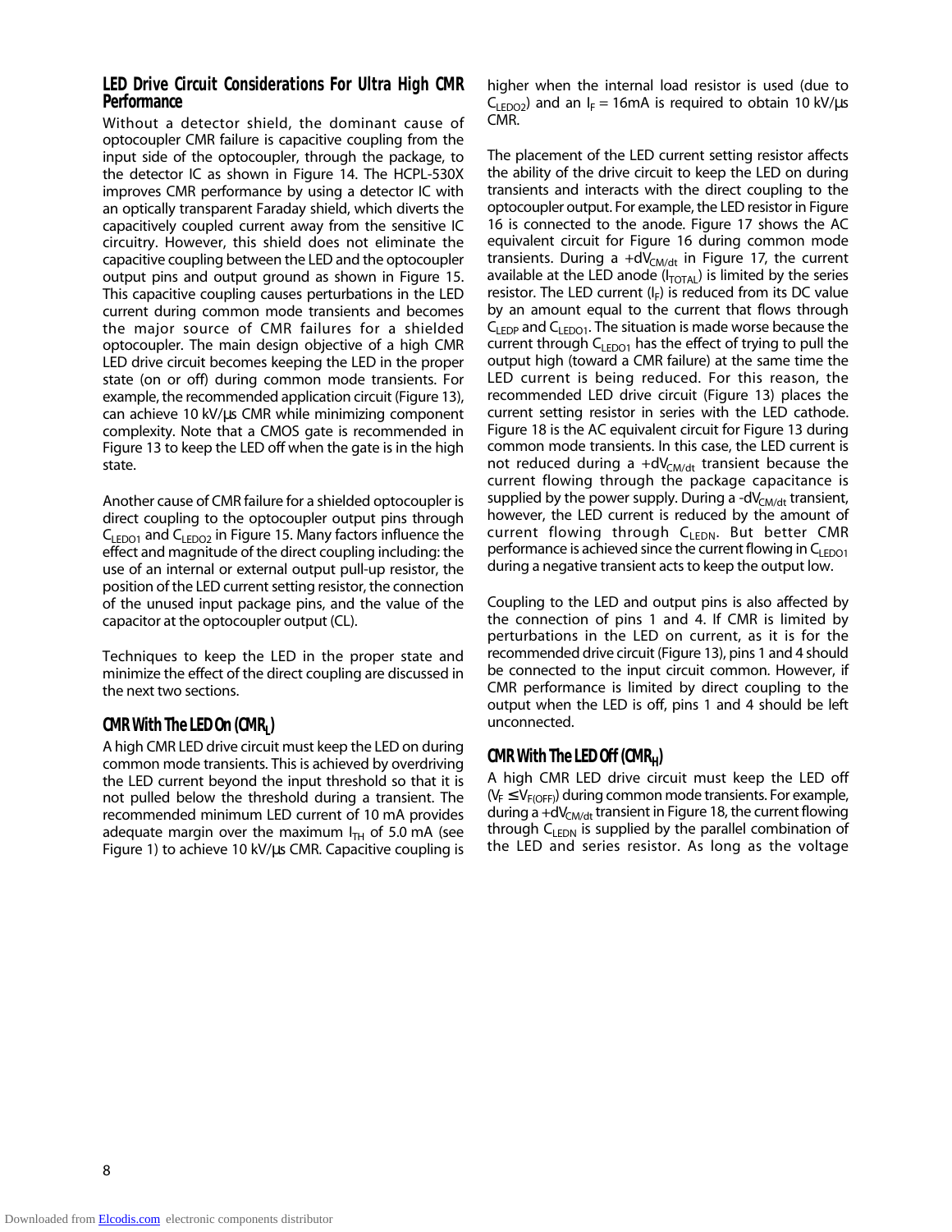### LED Drive Circuit Considerations For Ultra High CMR Performance

Without a detector shield, the dominant cause of optocoupler CMR failure is capacitive coupling from the input side of the optocoupler, through the package, to the detector IC as shown in Figure 14. The HCPL-530X improves CMR performance by using a detector IC with an optically transparent Faraday shield, which diverts the capacitively coupled current away from the sensitive IC circuitry. However, this shield does not eliminate the capacitive coupling between the LED and the optocoupler output pins and output ground as shown in Figure 15. This capacitive coupling causes perturbations in the LED current during common mode transients and becomes the major source of CMR failures for a shielded optocoupler. The main design objective of a high CMR LED drive circuit becomes keeping the LED in the proper state (on or off) during common mode transients. For example, the recommended application circuit (Figure 13), can achieve 10 kV/µs CMR while minimizing component complexity. Note that a CMOS gate is recommended in Figure 13 to keep the LED off when the gate is in the high state.

Another cause of CMR failure for a shielded optocoupler is direct coupling to the optocoupler output pins through $C_{LEDO1}$ and $C_{LEDO2}$ in Figure 15. Many factors influence the effect and magnitude of the direct coupling including: the use of an internal or external output pull-up resistor, the position of the LED current setting resistor, the connection of the unused input package pins, and the value of the capacitor at the optocoupler output (CL).

Techniques to keep the LED in the proper state and minimize the effect of the direct coupling are discussed in the next two sections.

### CMR With The LED On ($CMR_L$)

A high CMR LED drive circuit must keep the LED on during common mode transients. This is achieved by overdriving the LED current beyond the input threshold so that it is not pulled below the threshold during a transient. The recommended minimum LED current of 10 mA provides adequate margin over the maximum $I_{TH}$ of 5.0 mA (see Figure 1) to achieve 10 kV/µs CMR. Capacitive coupling is higher when the internal load resistor is used (due to $C_{LEDO2}$) and an $I_F$ = 16mA is required to obtain 10 kV/µs CMR.

The placement of the LED current setting resistor affects the ability of the drive circuit to keep the LED on during transients and interacts with the direct coupling to the optocoupler output. For example, the LED resistor in Figure 16 is connected to the anode. Figure 17 shows the AC equivalent circuit for Figure 16 during common mode transients. During a $+dV_{CM/dt}$ in Figure 17, the current available at the LED anode ($I_{TOTAL}$) is limited by the series resistor. The LED current ($I_F$) is reduced from its DC value by an amount equal to the current that flows through $C_{LEDP}$ and $C_{LEDO1}$. The situation is made worse because the current through $C_{LEDO1}$ has the effect of trying to pull the output high (toward a CMR failure) at the same time the LED current is being reduced. For this reason, the recommended LED drive circuit (Figure 13) places the current setting resistor in series with the LED cathode. Figure 18 is the AC equivalent circuit for Figure 13 during common mode transients. In this case, the LED current is not reduced during a $+dV_{CM/dt}$ transient because the current flowing through the package capacitance is supplied by the power supply. During a $-dV_{CM/dt}$ transient, however, the LED current is reduced by the amount of current flowing through $C_{LEDN}$. But better CMR performance is achieved since the current flowing in $C_{LEDO1}$ during a negative transient acts to keep the output low.

Coupling to the LED and output pins is also affected by the connection of pins 1 and 4. If CMR is limited by perturbations in the LED on current, as it is for the recommended drive circuit (Figure 13), pins 1 and 4 should be connected to the input circuit common. However, if CMR performance is limited by direct coupling to the output when the LED is off, pins 1 and 4 should be left unconnected.

### CMR With The LED Off ($CMR_H$)

A high CMR LED drive circuit must keep the LED off ($V_F \leq V_{F(OFF)}$) during common mode transients. For example, during a $+dV_{CM/dt}$ transient in Figure 18, the current flowing through $C_{LEDN}$ is supplied by the parallel combination of the LED and series resistor. As long as the voltage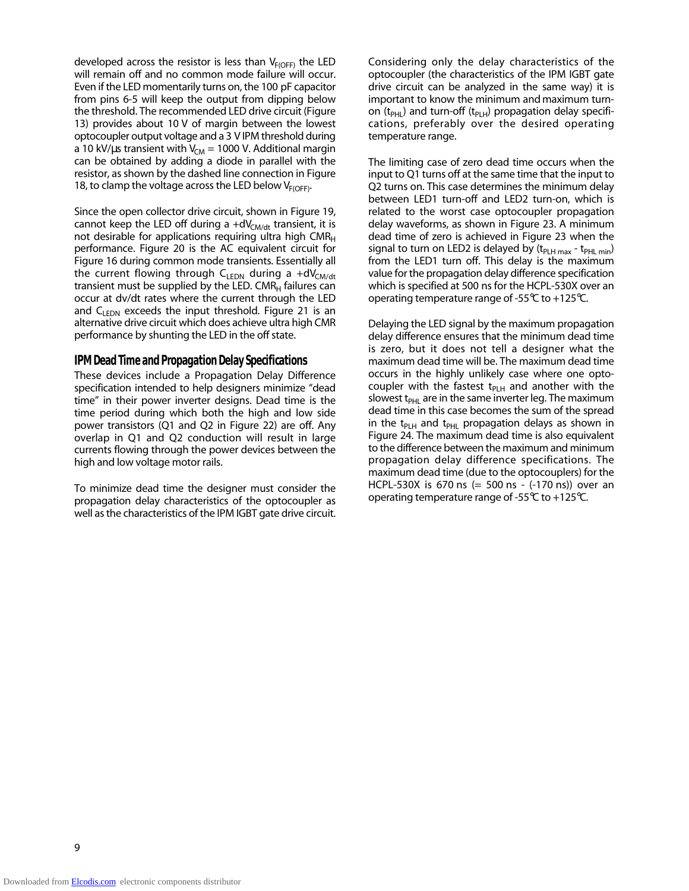developed across the resistor is less than $V_{F(OFF)}$ the LED will remain off and no common mode failure will occur. Even if the LED momentarily turns on, the 100 pF capacitor from pins 6-5 will keep the output from dipping below the threshold. The recommended LED drive circuit (Figure 13) provides about 10 V of margin between the lowest optocoupler output voltage and a 3 V IPM threshold during a 10 kV/µs transient with $V_{CM}$ = 1000 V. Additional margin can be obtained by adding a diode in parallel with the resistor, as shown by the dashed line connection in Figure 18, to clamp the voltage across the LED below $V_{F(OFF)}$.

Since the open collector drive circuit, shown in Figure 19, cannot keep the LED off during a $+dV_{CM/dt}$ transient, it is not desirable for applications requiring ultra high $CMR_H$ performance. Figure 20 is the AC equivalent circuit for Figure 16 during common mode transients. Essentially all the current flowing through $C_{LEDN}$ during a $+dV_{CM/dt}$ transient must be supplied by the LED. $CMR_H$ failures can occur at dv/dt rates where the current through the LED and $C_{LEDN}$ exceeds the input threshold. Figure 21 is an alternative drive circuit which does achieve ultra high CMR performance by shunting the LED in the off state.

## IPM Dead Time and Propagation Delay Specifications

These devices include a Propagation Delay Difference specification intended to help designers minimize "dead time" in their power inverter designs. Dead time is the time period during which both the high and low side power transistors (Q1 and Q2 in Figure 22) are off. Any overlap in Q1 and Q2 conduction will result in large currents flowing through the power devices between the high and low voltage motor rails.

To minimize dead time the designer must consider the propagation delay characteristics of the optocoupler as well as the characteristics of the IPM IGBT gate drive circuit.

Considering only the delay characteristics of the optocoupler (the characteristics of the IPM IGBT gate drive circuit can be analyzed in the same way) it is important to know the minimum and maximum turn-on ($t_{PHL}$) and turn-off ($t_{PLH}$) propagation delay specifications, preferably over the desired operating temperature range.

The limiting case of zero dead time occurs when the input to Q1 turns off at the same time that the input to Q2 turns on. This case determines the minimum delay between LED1 turn-off and LED2 turn-on, which is related to the worst case optocoupler propagation delay waveforms, as shown in Figure 23. A minimum dead time of zero is achieved in Figure 23 when the signal to turn on LED2 is delayed by ($t_{PLH\,max}$ - $t_{PHL\,min}$) from the LED1 turn off. This delay is the maximum value for the propagation delay difference specification which is specified at 500 ns for the HCPL-530X over an operating temperature range of -55°C to +125°C.

Delaying the LED signal by the maximum propagation delay difference ensures that the minimum dead time is zero, but it does not tell a designer what the maximum dead time will be. The maximum dead time occurs in the highly unlikely case where one optocoupler with the fastest $t_{PLH}$ and another with the slowest $t_{PHL}$ are in the same inverter leg. The maximum dead time in this case becomes the sum of the spread in the $t_{PLH}$ and $t_{PHL}$ propagation delays as shown in Figure 24. The maximum dead time is also equivalent to the difference between the maximum and minimum propagation delay difference specifications. The maximum dead time (due to the optocouplers) for the HCPL-530X is 670 ns (= 500 ns - (-170 ns)) over an operating temperature range of -55°C to +125°C.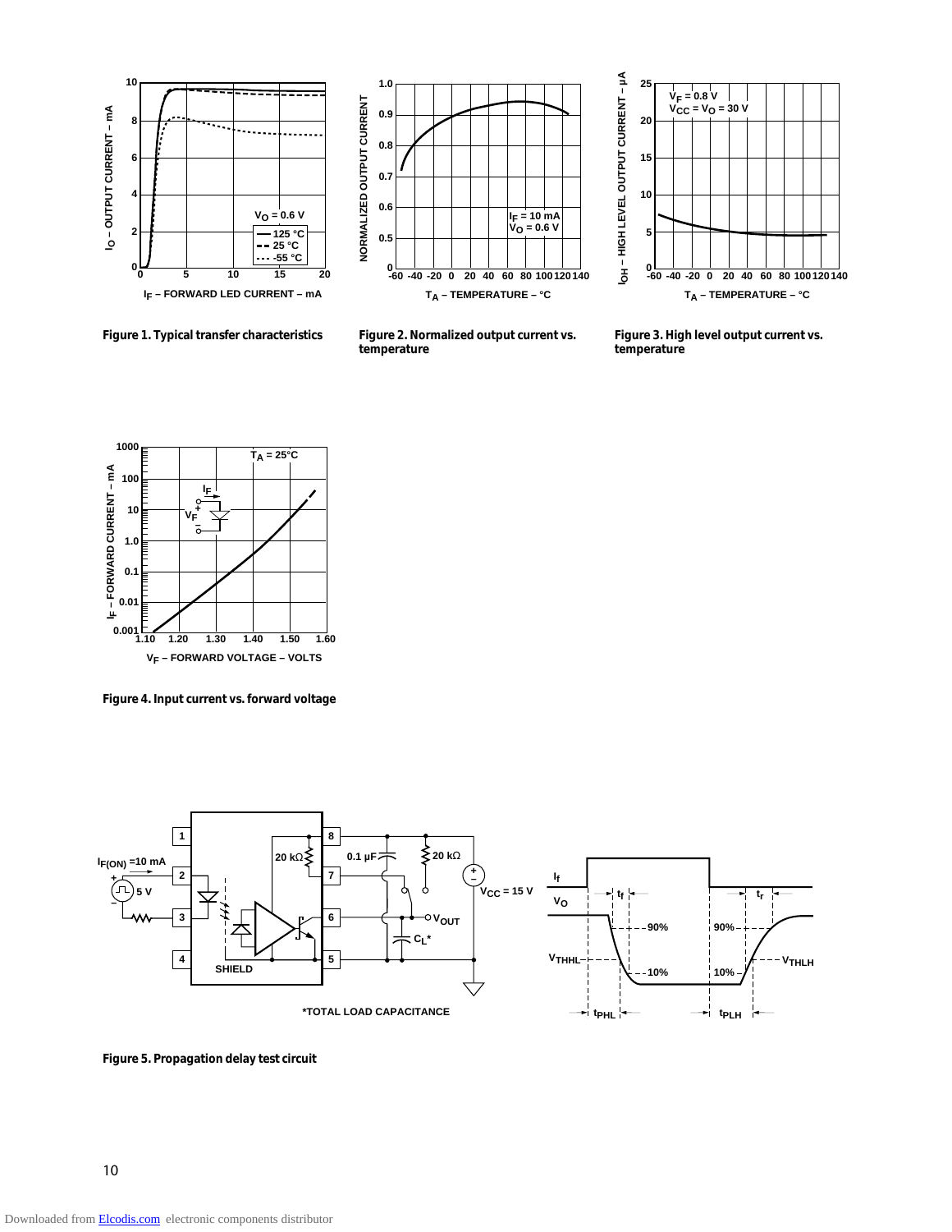Figure 1. Typical transfer characteristics

Figure 2. Normalized output current vs. temperature

Figure 3. High level output current vs. temperature

Figure 4. Input current vs. forward voltage

Figure 5. Propagation delay test circuit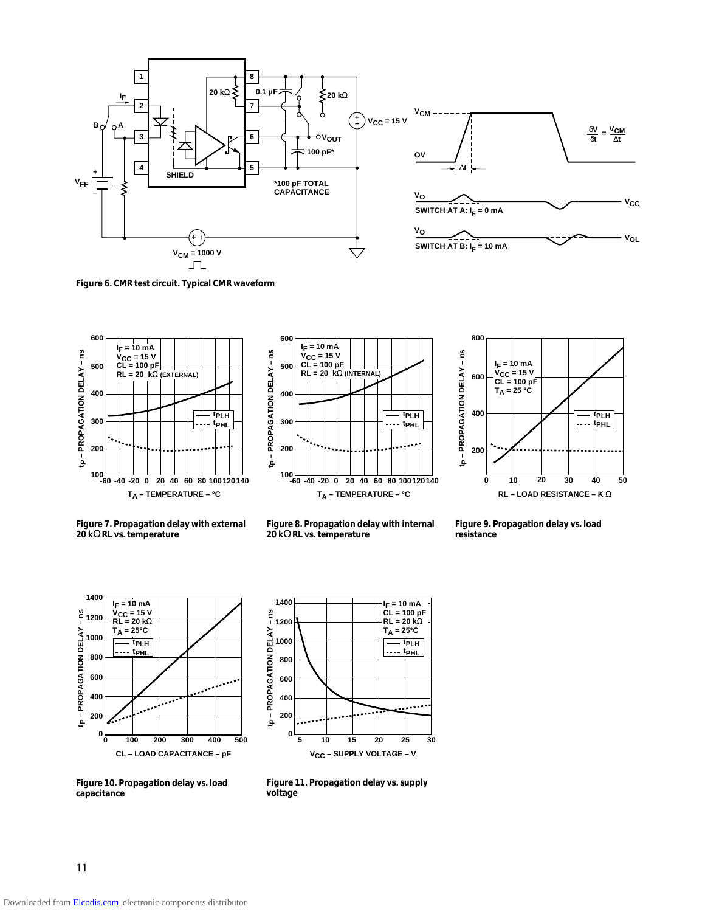**Figure 6. CMR test circuit. Typical CMR waveform**

**Figure 7. Propagation delay with external 20 kΩ RL vs. temperature**

**Figure 8. Propagation delay with internal 20 kΩ RL vs. temperature**

**Figure 9. Propagation delay vs. load resistance**

**Figure 10. Propagation delay vs. load capacitance**

**Figure 11. Propagation delay vs. supply voltage**

Downloaded from Elcodis.com electronic components distributor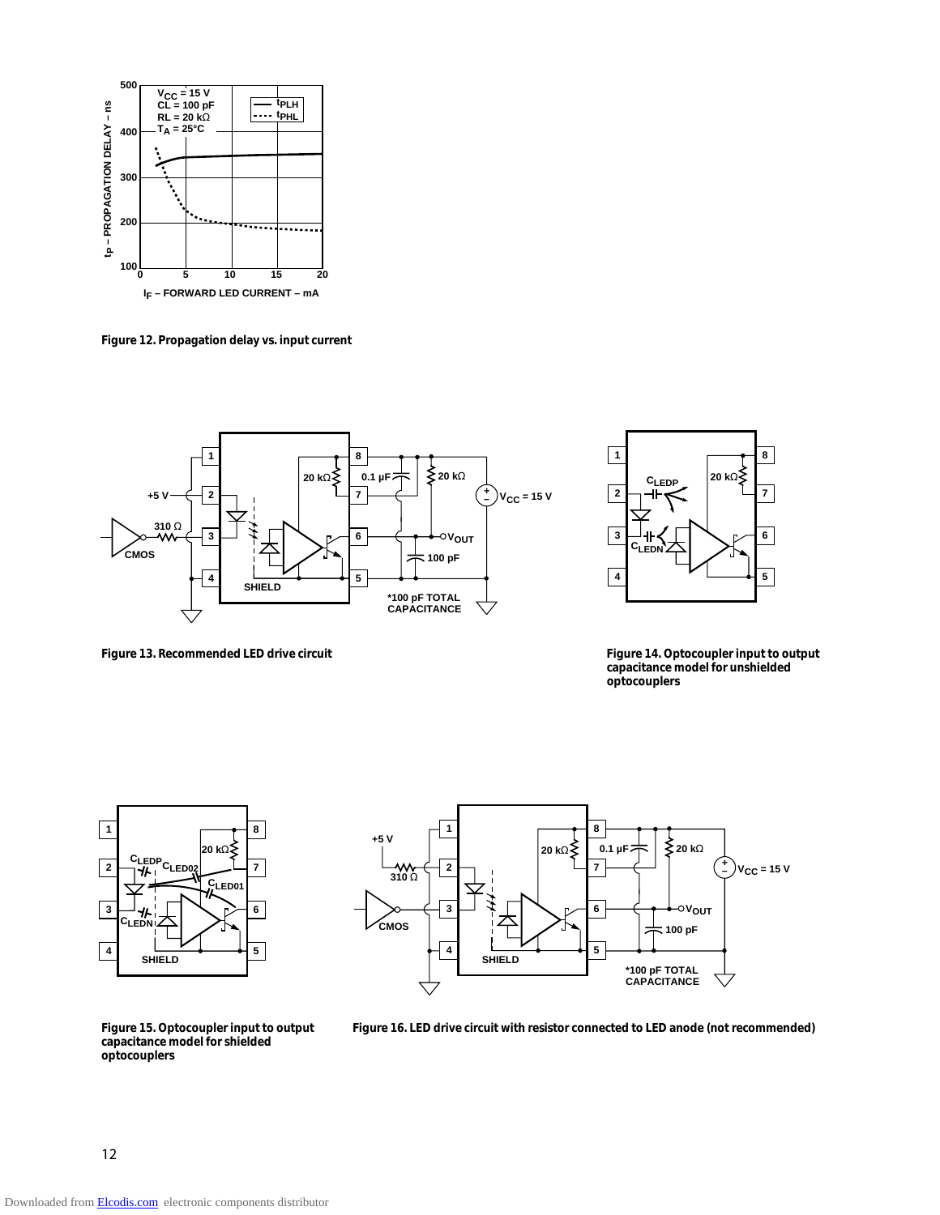Figure 12. Propagation delay vs. input current

Figure 13. Recommended LED drive circuit

Figure 14. Optocoupler input to output capacitance model for unshielded optocouplers

Figure 15. Optocoupler input to output capacitance model for shielded optocouplers

Figure 16. LED drive circuit with resistor connected to LED anode (not recommended)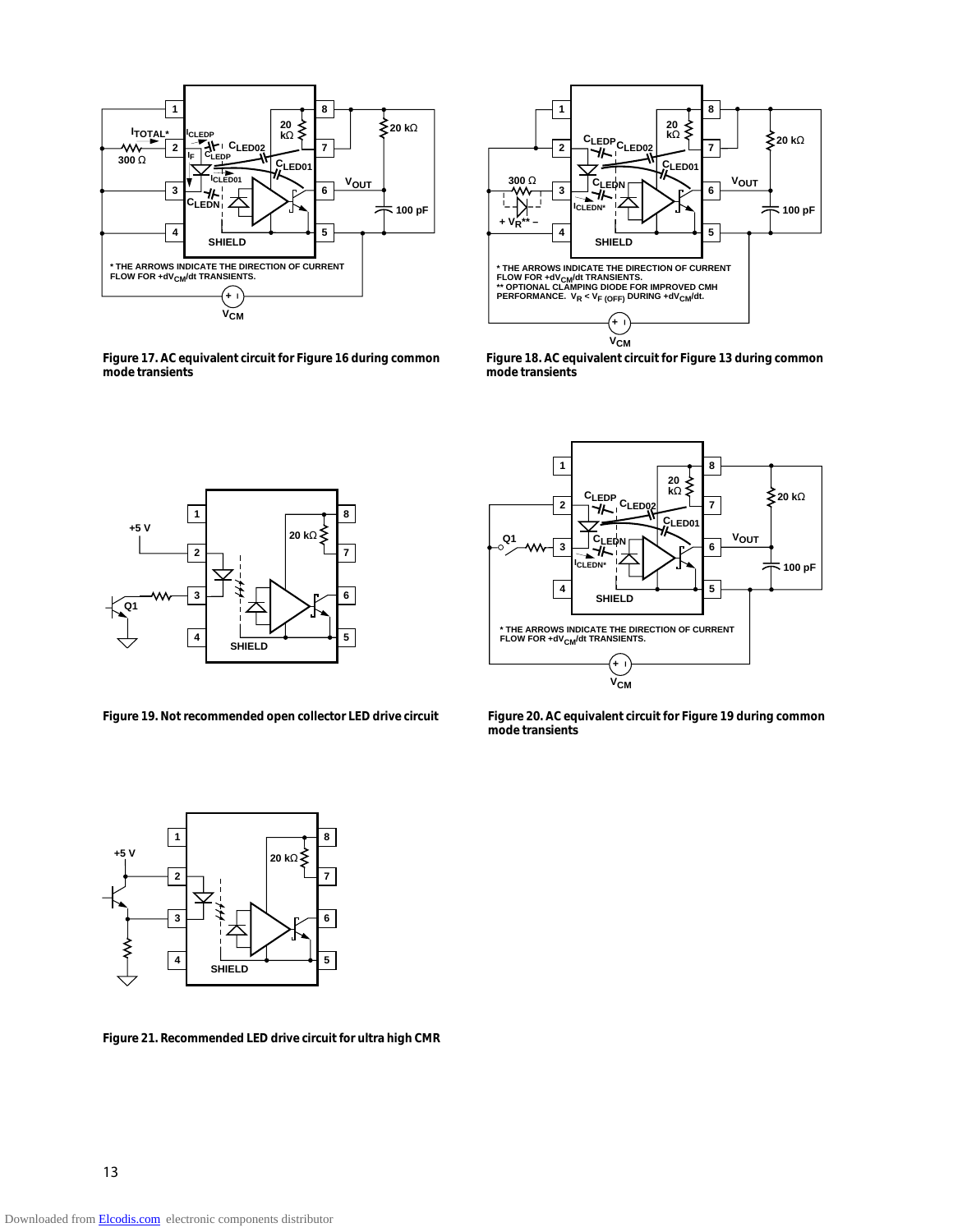* THE ARROWS INDICATE THE DIRECTION OF CURRENT FLOW FOR $+dV_{CM}/dt$ TRANSIENTS.

**Figure 17. AC equivalent circuit for Figure 16 during common mode transients**

* THE ARROWS INDICATE THE DIRECTION OF CURRENT FLOW FOR $+dV_{CM}/dt$ TRANSIENTS.
** OPTIONAL CLAMPING DIODE FOR IMPROVED CMH PERFORMANCE. $V_R < V_{F\,(OFF)}$ DURING $+dV_{CM}/dt$.

**Figure 18. AC equivalent circuit for Figure 13 during common mode transients**

**Figure 19. Not recommended open collector LED drive circuit**

* THE ARROWS INDICATE THE DIRECTION OF CURRENT FLOW FOR $+dV_{CM}/dt$ TRANSIENTS.

**Figure 20. AC equivalent circuit for Figure 19 during common mode transients**

**Figure 21. Recommended LED drive circuit for ultra high CMR**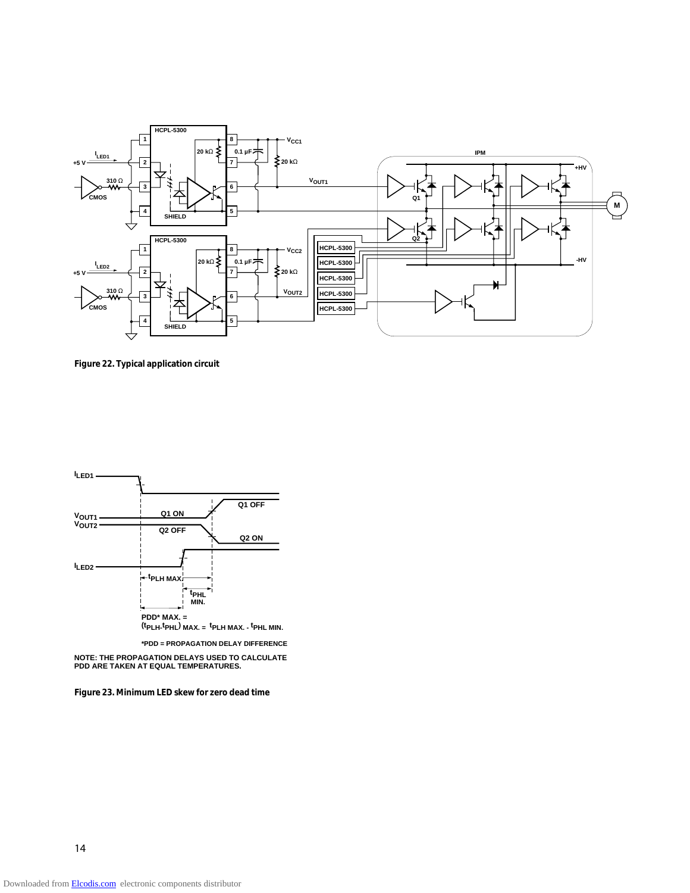**Figure 22. Typical application circuit**

PDD* MAX. =
$(t_{PLH}-t_{PHL})$ MAX. = $t_{PLH}$ MAX. - $t_{PHL}$ MIN.

*PDD = PROPAGATION DELAY DIFFERENCE

NOTE: THE PROPAGATION DELAYS USED TO CALCULATE PDD ARE TAKEN AT EQUAL TEMPERATURES.

**Figure 23. Minimum LED skew for zero dead time**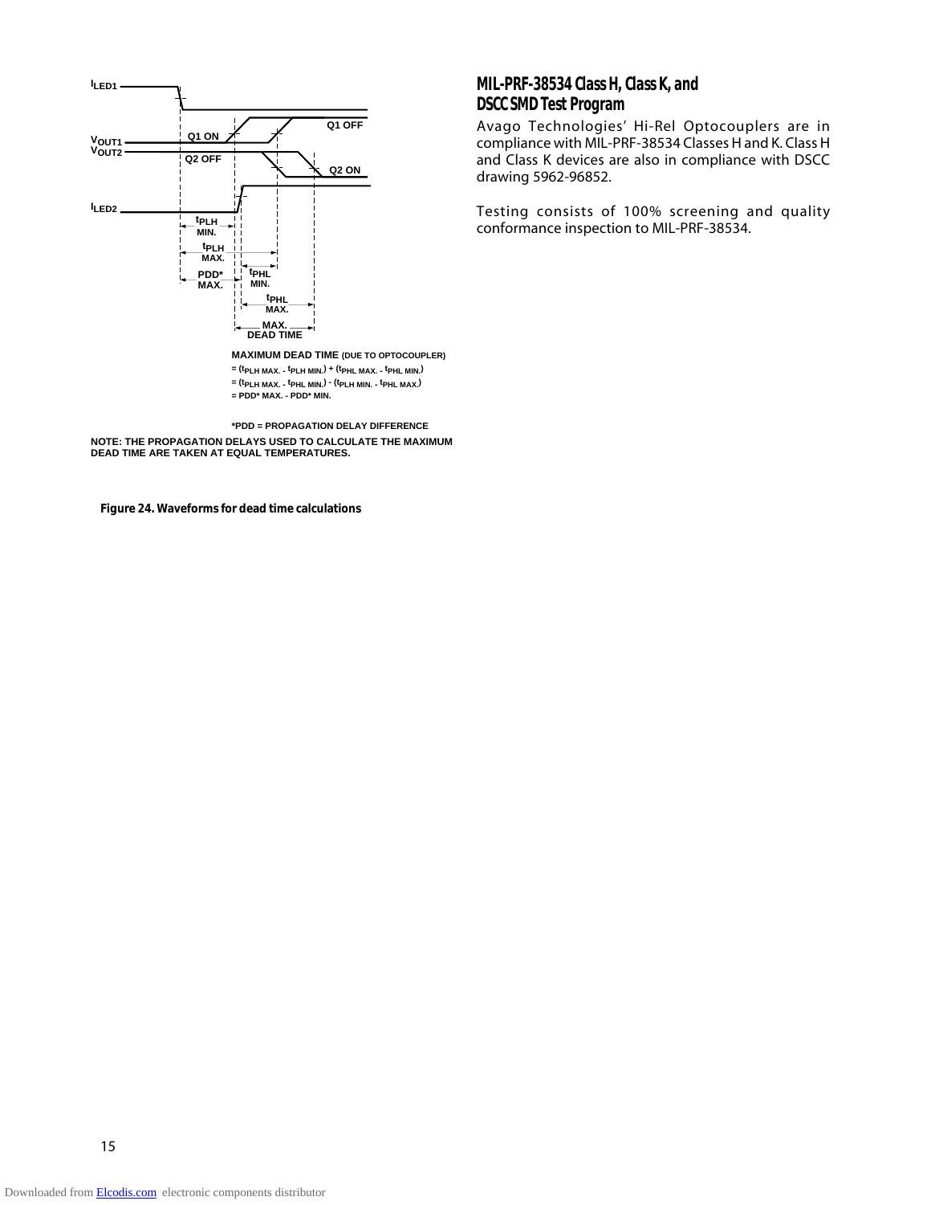ILED1

VOUT1
VOUT2

ILED2

Q1 ON

Q2 OFF

Q1 OFF

Q2 ON

$t_{PLH}$ MIN.

$t_{PLH}$ MAX.

PDD* MAX.

$t_{PHL}$ MIN.

$t_{PHL}$ MAX.

MAX. DEAD TIME

**MAXIMUM DEAD TIME** (DUE TO OPTOCOUPLER)

$= (t_{PLH\ MAX.} - t_{PLH\ MIN.}) + (t_{PHL\ MAX.} - t_{PHL\ MIN.})$

$= (t_{PLH\ MAX.} - t_{PHL\ MIN.}) - (t_{PLH\ MIN.} - t_{PHL\ MAX.})$

$= PDD^*\ MAX. - PDD^*\ MIN.$

*PDD = PROPAGATION DELAY DIFFERENCE

NOTE: THE PROPAGATION DELAYS USED TO CALCULATE THE MAXIMUM DEAD TIME ARE TAKEN AT EQUAL TEMPERATURES.

**Figure 24. Waveforms for dead time calculations**

## MIL-PRF-38534 Class H, Class K, and DSCC SMD Test Program

Avago Technologies' Hi-Rel Optocouplers are in compliance with MIL-PRF-38534 Classes H and K. Class H and Class K devices are also in compliance with DSCC drawing 5962-96852.

Testing consists of 100% screening and quality conformance inspection to MIL-PRF-38534.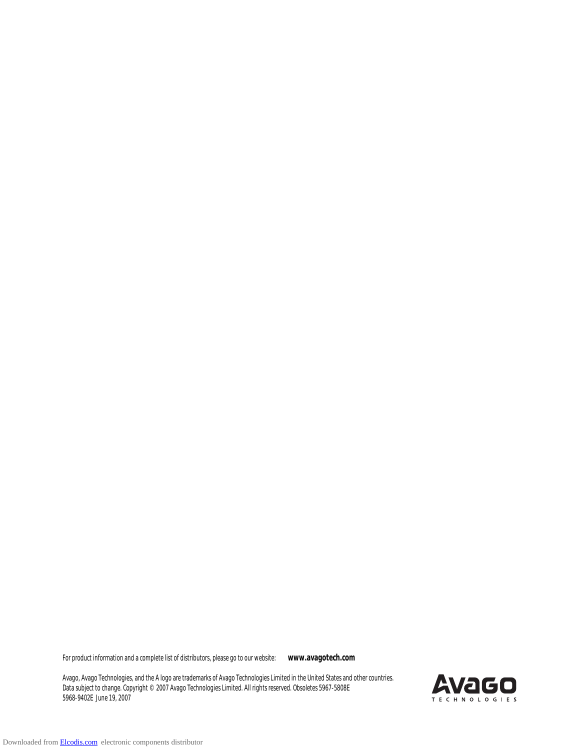For product information and a complete list of distributors, please go to our website: **www.avagotech.com**

Avago, Avago Technologies, and the A logo are trademarks of Avago Technologies Limited in the United States and other countries.
Data subject to change. Copyright © 2007 Avago Technologies Limited. All rights reserved. Obsoletes 5967-5808E
5968-9402E June 19, 2007